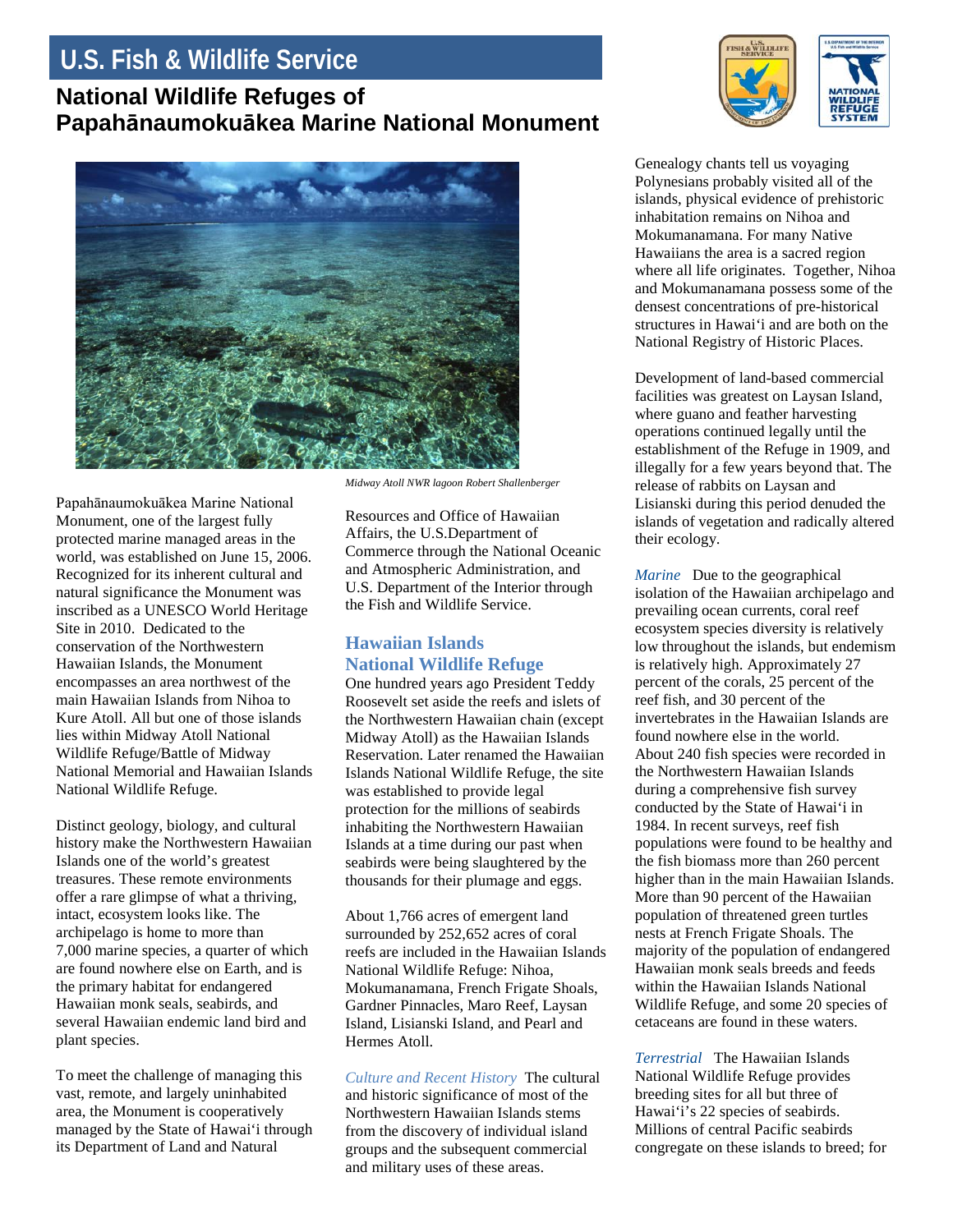# U.S. Fish & Wildlife Service

## National Wildlife Refuges of Papahānaumokuākea Marine National Monument

*Midway Atoll NWR lagoon Robert Shallenberger*

Papahānaumokuākea Marine National Monument, one of the largest fully protected marine managed areas in the world, was established on June 15, 2006. Recognized for its inherent cultural and natural significance the Monument was inscribed as a UNESCO World Heritage Site in 2010. Dedicated to the conservation of the Northwestern Hawaiian Islands, the Monument encompasses an area northwest of the main Hawaiian Islands from Nihoa to Kure Atoll. All but one of those islands lies within Midway Atoll National Wildlife Refuge/Battle of Midway National Memorial and Hawaiian Islands National Wildlife Refuge.

Distinct geology, biology, and cultural history make the Northwestern Hawaiian Islands one of the world's greatest treasures. These remote environments offer a rare glimpse of what a thriving, intact, ecosystem looks like. The archipelago is home to more than 7,000 marine species, a quarter of which are found nowhere else on Earth, and is the primary habitat for endangered Hawaiian monk seals, seabirds, and several Hawaiian endemic land bird and plant species.

To meet the challenge of managing this vast, remote, and largely uninhabited area, the Monument is cooperatively managed by the State of Hawai'i through its Department of Land and Natural Resources and Office of Hawaiian Affairs, the U.S.Department of Commerce through the National Oceanic and Atmospheric Administration, and U.S. Department of the Interior through the Fish and Wildlife Service.

### Hawaiian Islands National Wildlife Refuge

One hundred years ago President Teddy Roosevelt set aside the reefs and islets of the Northwestern Hawaiian chain (except Midway Atoll) as the Hawaiian Islands Reservation. Later renamed the Hawaiian Islands National Wildlife Refuge, the site was established to provide legal protection for the millions of seabirds inhabiting the Northwestern Hawaiian Islands at a time during our past when seabirds were being slaughtered by the thousands for their plumage and eggs.

About 1,766 acres of emergent land surrounded by 252,652 acres of coral reefs are included in the Hawaiian Islands National Wildlife Refuge: Nihoa, Mokumanamana, French Frigate Shoals, Gardner Pinnacles, Maro Reef, Laysan Island, Lisianski Island, and Pearl and Hermes Atoll.

*Culture and Recent History* The cultural and historic significance of most of the Northwestern Hawaiian Islands stems from the discovery of individual island groups and the subsequent commercial and military uses of these areas. Genealogy chants tell us voyaging Polynesians probably visited all of the islands, physical evidence of prehistoric inhabitation remains on Nihoa and Mokumanamana. For many Native Hawaiians the area is a sacred region where all life originates. Together, Nihoa and Mokumanamana possess some of the densest concentrations of pre-historical structures in Hawai'i and are both on the National Registry of Historic Places.

Development of land-based commercial facilities was greatest on Laysan Island, where guano and feather harvesting operations continued legally until the establishment of the Refuge in 1909, and illegally for a few years beyond that. The release of rabbits on Laysan and Lisianski during this period denuded the islands of vegetation and radically altered their ecology.

*Marine* Due to the geographical isolation of the Hawaiian archipelago and prevailing ocean currents, coral reef ecosystem species diversity is relatively low throughout the islands, but endemism is relatively high. Approximately 27 percent of the corals, 25 percent of the reef fish, and 30 percent of the invertebrates in the Hawaiian Islands are found nowhere else in the world. About 240 fish species were recorded in the Northwestern Hawaiian Islands during a comprehensive fish survey conducted by the State of Hawai'i in 1984. In recent surveys, reef fish populations were found to be healthy and the fish biomass more than 260 percent higher than in the main Hawaiian Islands. More than 90 percent of the Hawaiian population of threatened green turtles nests at French Frigate Shoals. The majority of the population of endangered Hawaiian monk seals breeds and feeds within the Hawaiian Islands National Wildlife Refuge, and some 20 species of cetaceans are found in these waters.

*Terrestrial* The Hawaiian Islands National Wildlife Refuge provides breeding sites for all but three of Hawai'i's 22 species of seabirds. Millions of central Pacific seabirds congregate on these islands to breed; for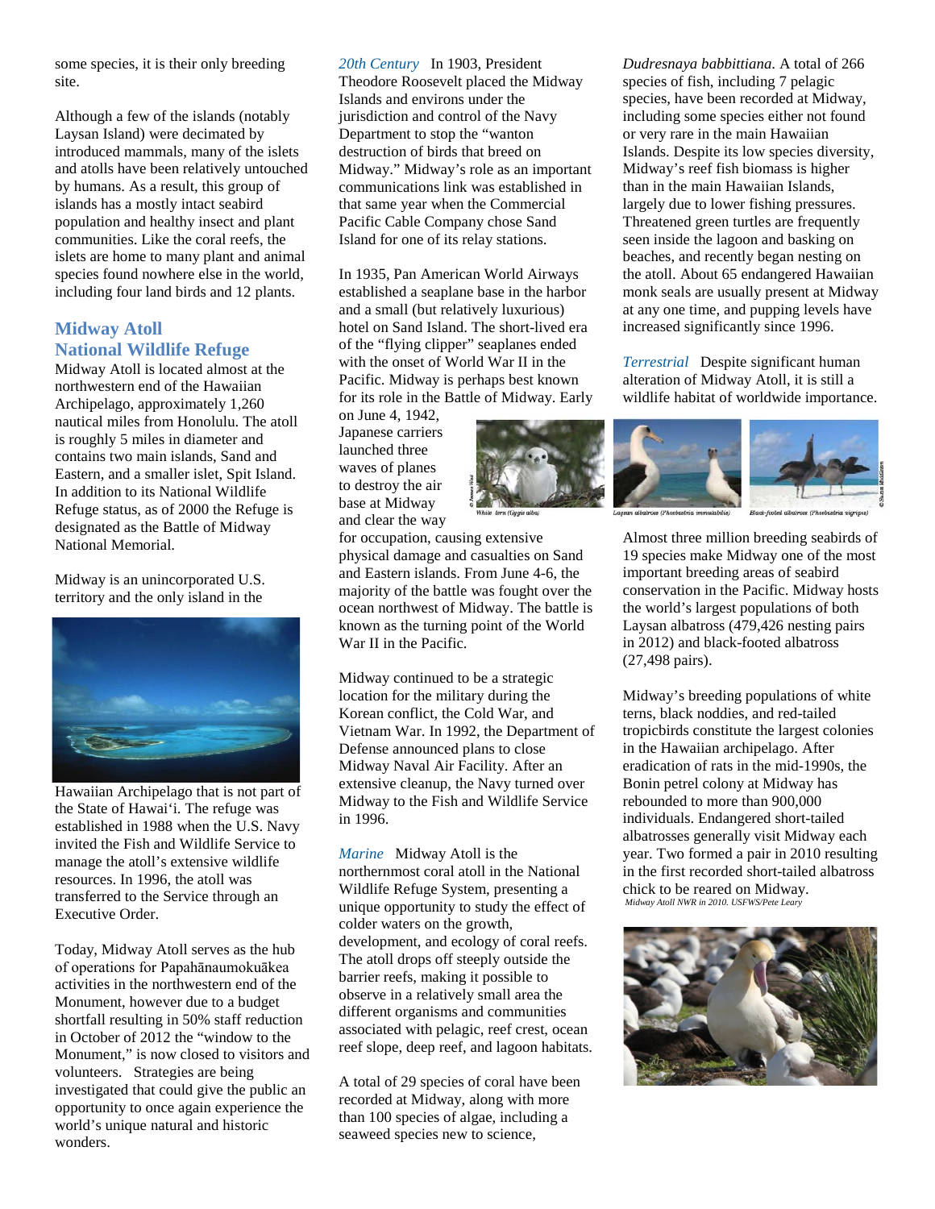some species, it is their only breeding site.

Although a few of the islands (notably Laysan Island) were decimated by introduced mammals, many of the islets and atolls have been relatively untouched by humans. As a result, this group of islands has a mostly intact seabird population and healthy insect and plant communities. Like the coral reefs, the islets are home to many plant and animal species found nowhere else in the world, including four land birds and 12 plants.

## Midway Atoll National Wildlife Refuge

Midway Atoll is located almost at the northwestern end of the Hawaiian Archipelago, approximately 1,260 nautical miles from Honolulu. The atoll is roughly 5 miles in diameter and contains two main islands, Sand and Eastern, and a smaller islet, Spit Island. In addition to its National Wildlife Refuge status, as of 2000 the Refuge is designated as the Battle of Midway National Memorial.

Midway is an unincorporated U.S. territory and the only island in the Hawaiian Archipelago that is not part of the State of Hawaiʻi. The refuge was established in 1988 when the U.S. Navy invited the Fish and Wildlife Service to manage the atoll's extensive wildlife resources. In 1996, the atoll was transferred to the Service through an Executive Order.

Today, Midway Atoll serves as the hub of operations for Papahānaumokuākea activities in the northwestern end of the Monument, however due to a budget shortfall resulting in 50% staff reduction in October of 2012 the "window to the Monument," is now closed to visitors and volunteers. Strategies are being investigated that could give the public an opportunity to once again experience the world's unique natural and historic wonders.

*20th Century* In 1903, President Theodore Roosevelt placed the Midway Islands and environs under the jurisdiction and control of the Navy Department to stop the "wanton destruction of birds that breed on Midway." Midway's role as an important communications link was established in that same year when the Commercial Pacific Cable Company chose Sand Island for one of its relay stations.

In 1935, Pan American World Airways established a seaplane base in the harbor and a small (but relatively luxurious) hotel on Sand Island. The short-lived era of the "flying clipper" seaplanes ended with the onset of World War II in the Pacific. Midway is perhaps best known for its role in the Battle of Midway. Early on June 4, 1942, Japanese carriers launched three waves of planes to destroy the air base at Midway and clear the way for occupation, causing extensive physical damage and casualties on Sand and Eastern islands. From June 4-6, the majority of the battle was fought over the ocean northwest of Midway. The battle is known as the turning point of the World War II in the Pacific.

White tern (*Gygis alba*)

Midway continued to be a strategic location for the military during the Korean conflict, the Cold War, and Vietnam War. In 1992, the Department of Defense announced plans to close Midway Naval Air Facility. After an extensive cleanup, the Navy turned over Midway to the Fish and Wildlife Service in 1996.

*Marine* Midway Atoll is the northernmost coral atoll in the National Wildlife Refuge System, presenting a unique opportunity to study the effect of colder waters on the growth, development, and ecology of coral reefs. The atoll drops off steeply outside the barrier reefs, making it possible to observe in a relatively small area the different organisms and communities associated with pelagic, reef crest, ocean reef slope, deep reef, and lagoon habitats.

A total of 29 species of coral have been recorded at Midway, along with more than 100 species of algae, including a seaweed species new to science, *Dudresnaya babbittiana*. A total of 266 species of fish, including 7 pelagic species, have been recorded at Midway, including some species either not found or very rare in the main Hawaiian Islands. Despite its low species diversity, Midway's reef fish biomass is higher than in the main Hawaiian Islands, largely due to lower fishing pressures. Threatened green turtles are frequently seen inside the lagoon and basking on beaches, and recently began nesting on the atoll. About 65 endangered Hawaiian monk seals are usually present at Midway at any one time, and pupping levels have increased significantly since 1996.

*Terrestrial* Despite significant human alteration of Midway Atoll, it is still a wildlife habitat of worldwide importance.

Laysan albatross (*Phoebastria immutabilis*)

Black-footed albatross (*Phoebastria nigripes*)

Almost three million breeding seabirds of 19 species make Midway one of the most important breeding areas of seabird conservation in the Pacific. Midway hosts the world's largest populations of both Laysan albatross (479,426 nesting pairs in 2012) and black-footed albatross (27,498 pairs).

Midway's breeding populations of white terns, black noddies, and red-tailed tropicbirds constitute the largest colonies in the Hawaiian archipelago. After eradication of rats in the mid-1990s, the Bonin petrel colony at Midway has rebounded to more than 900,000 individuals. Endangered short-tailed albatrosses generally visit Midway each year. Two formed a pair in 2010 resulting in the first recorded short-tailed albatross chick to be reared on Midway.

Midway Atoll NWR in 2010. USFWS/Pete Leary